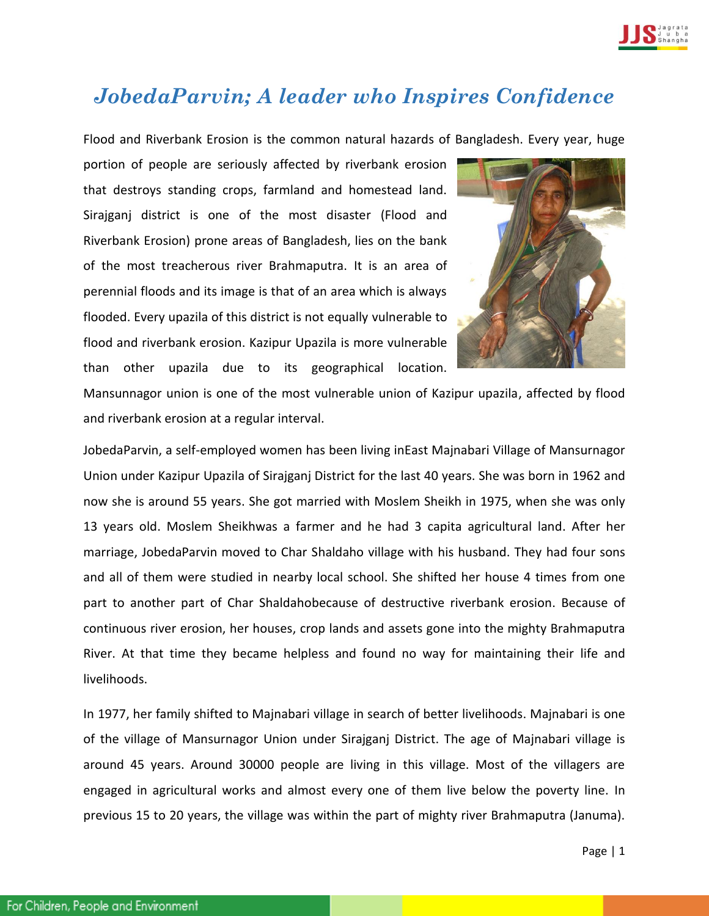# *JobedaParvin; A leader who Inspires Confidence*

Flood and Riverbank Erosion is the common natural hazards of Bangladesh. Every year, huge portion of people are seriously affected by riverbank erosion that destroys standing crops, farmland and homestead land. Sirajganj district is one of the most disaster (Flood and Riverbank Erosion) prone areas of Bangladesh, lies on the bank of the most treacherous river Brahmaputra. It is an area of perennial floods and its image is that of an area which is always flooded. Every upazila of this district is not equally vulnerable to flood and riverbank erosion. Kazipur Upazila is more vulnerable than other upazila due to its geographical location. Mansunnagor union is one of the most vulnerable union of Kazipur upazila, affected by flood and riverbank erosion at a regular interval.

JobedaParvin, a self-employed women has been living inEast Majnabari Village of Mansurnagor Union under Kazipur Upazila of Sirajganj District for the last 40 years. She was born in 1962 and now she is around 55 years. She got married with Moslem Sheikh in 1975, when she was only 13 years old. Moslem Sheikhwas a farmer and he had 3 capita agricultural land. After her marriage, JobedaParvin moved to Char Shaldaho village with his husband. They had four sons and all of them were studied in nearby local school. She shifted her house 4 times from one part to another part of Char Shaldahobecause of destructive riverbank erosion. Because of continuous river erosion, her houses, crop lands and assets gone into the mighty Brahmaputra River. At that time they became helpless and found no way for maintaining their life and livelihoods.

In 1977, her family shifted to Majnabari village in search of better livelihoods. Majnabari is one of the village of Mansurnagor Union under Sirajganj District. The age of Majnabari village is around 45 years. Around 30000 people are living in this village. Most of the villagers are engaged in agricultural works and almost every one of them live below the poverty line. In previous 15 to 20 years, the village was within the part of mighty river Brahmaputra (Januma).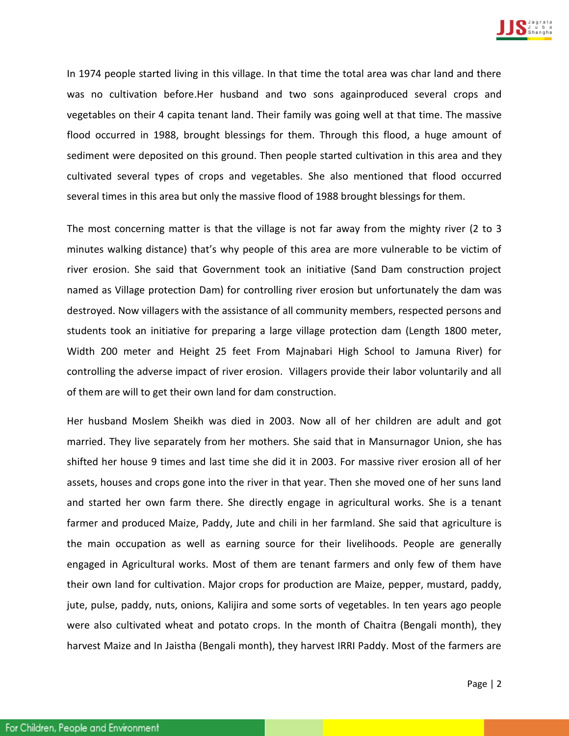In 1974 people started living in this village. In that time the total area was char land and there was no cultivation before.Her husband and two sons againproduced several crops and vegetables on their 4 capita tenant land. Their family was going well at that time. The massive flood occurred in 1988, brought blessings for them. Through this flood, a huge amount of sediment were deposited on this ground. Then people started cultivation in this area and they cultivated several types of crops and vegetables. She also mentioned that flood occurred several times in this area but only the massive flood of 1988 brought blessings for them.

The most concerning matter is that the village is not far away from the mighty river (2 to 3 minutes walking distance) that's why people of this area are more vulnerable to be victim of river erosion. She said that Government took an initiative (Sand Dam construction project named as Village protection Dam) for controlling river erosion but unfortunately the dam was destroyed. Now villagers with the assistance of all community members, respected persons and students took an initiative for preparing a large village protection dam (Length 1800 meter, Width 200 meter and Height 25 feet From Majnabari High School to Jamuna River) for controlling the adverse impact of river erosion. Villagers provide their labor voluntarily and all of them are will to get their own land for dam construction.

Her husband Moslem Sheikh was died in 2003. Now all of her children are adult and got married. They live separately from her mothers. She said that in Mansurnagor Union, she has shifted her house 9 times and last time she did it in 2003. For massive river erosion all of her assets, houses and crops gone into the river in that year. Then she moved one of her suns land and started her own farm there. She directly engage in agricultural works. She is a tenant farmer and produced Maize, Paddy, Jute and chili in her farmland. She said that agriculture is the main occupation as well as earning source for their livelihoods. People are generally engaged in Agricultural works. Most of them are tenant farmers and only few of them have their own land for cultivation. Major crops for production are Maize, pepper, mustard, paddy, jute, pulse, paddy, nuts, onions, Kalijira and some sorts of vegetables. In ten years ago people were also cultivated wheat and potato crops. In the month of Chaitra (Bengali month), they harvest Maize and In Jaistha (Bengali month), they harvest IRRI Paddy. Most of the farmers are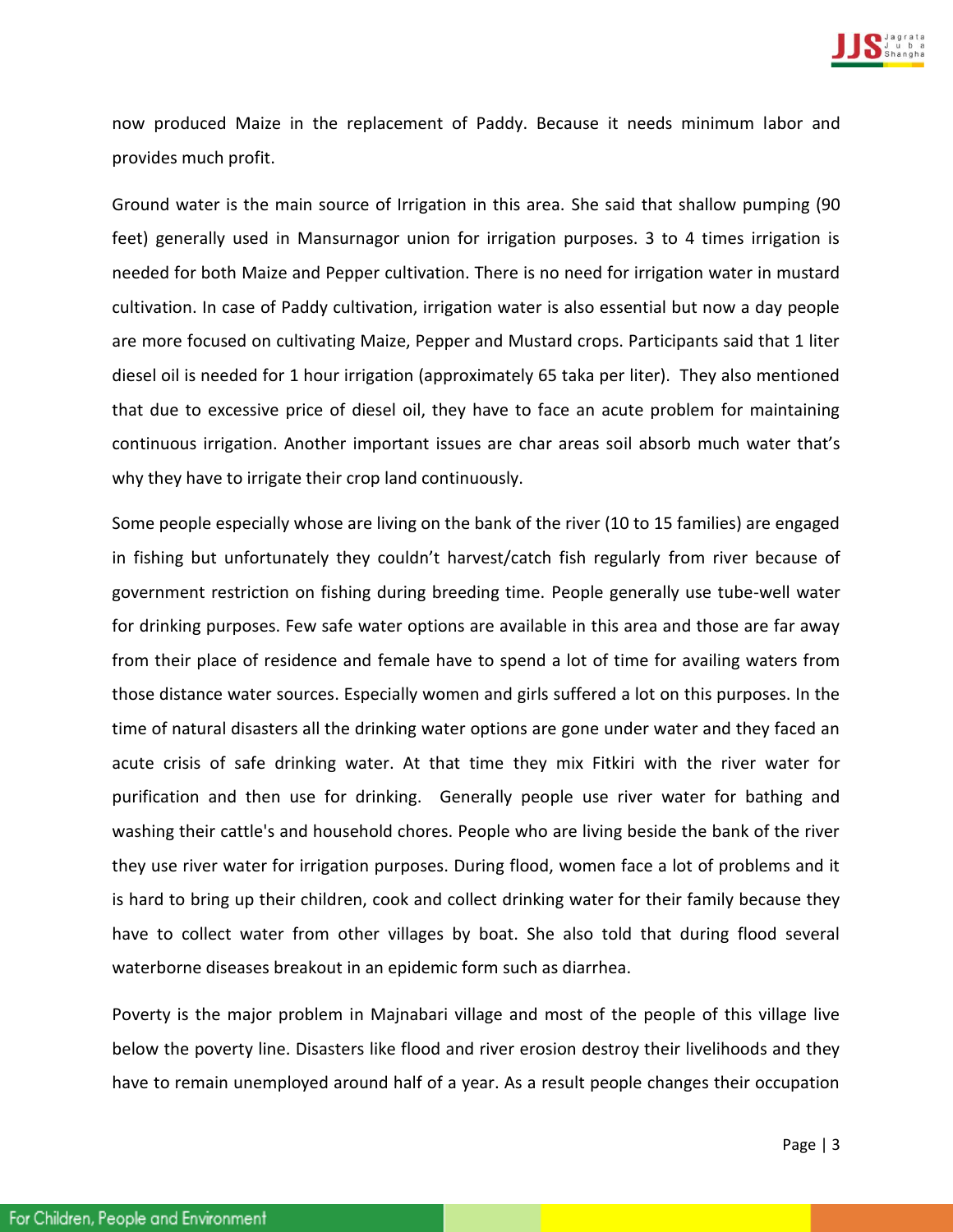now produced Maize in the replacement of Paddy. Because it needs minimum labor and provides much profit.

Ground water is the main source of Irrigation in this area. She said that shallow pumping (90 feet) generally used in Mansurnagor union for irrigation purposes. 3 to 4 times irrigation is needed for both Maize and Pepper cultivation. There is no need for irrigation water in mustard cultivation. In case of Paddy cultivation, irrigation water is also essential but now a day people are more focused on cultivating Maize, Pepper and Mustard crops. Participants said that 1 liter diesel oil is needed for 1 hour irrigation (approximately 65 taka per liter). They also mentioned that due to excessive price of diesel oil, they have to face an acute problem for maintaining continuous irrigation. Another important issues are char areas soil absorb much water that's why they have to irrigate their crop land continuously.

Some people especially whose are living on the bank of the river (10 to 15 families) are engaged in fishing but unfortunately they couldn't harvest/catch fish regularly from river because of government restriction on fishing during breeding time. People generally use tube-well water for drinking purposes. Few safe water options are available in this area and those are far away from their place of residence and female have to spend a lot of time for availing waters from those distance water sources. Especially women and girls suffered a lot on this purposes. In the time of natural disasters all the drinking water options are gone under water and they faced an acute crisis of safe drinking water. At that time they mix Fitkiri with the river water for purification and then use for drinking. Generally people use river water for bathing and washing their cattle's and household chores. People who are living beside the bank of the river they use river water for irrigation purposes. During flood, women face a lot of problems and it is hard to bring up their children, cook and collect drinking water for their family because they have to collect water from other villages by boat. She also told that during flood several waterborne diseases breakout in an epidemic form such as diarrhea.

Poverty is the major problem in Majnabari village and most of the people of this village live below the poverty line. Disasters like flood and river erosion destroy their livelihoods and they have to remain unemployed around half of a year. As a result people changes their occupation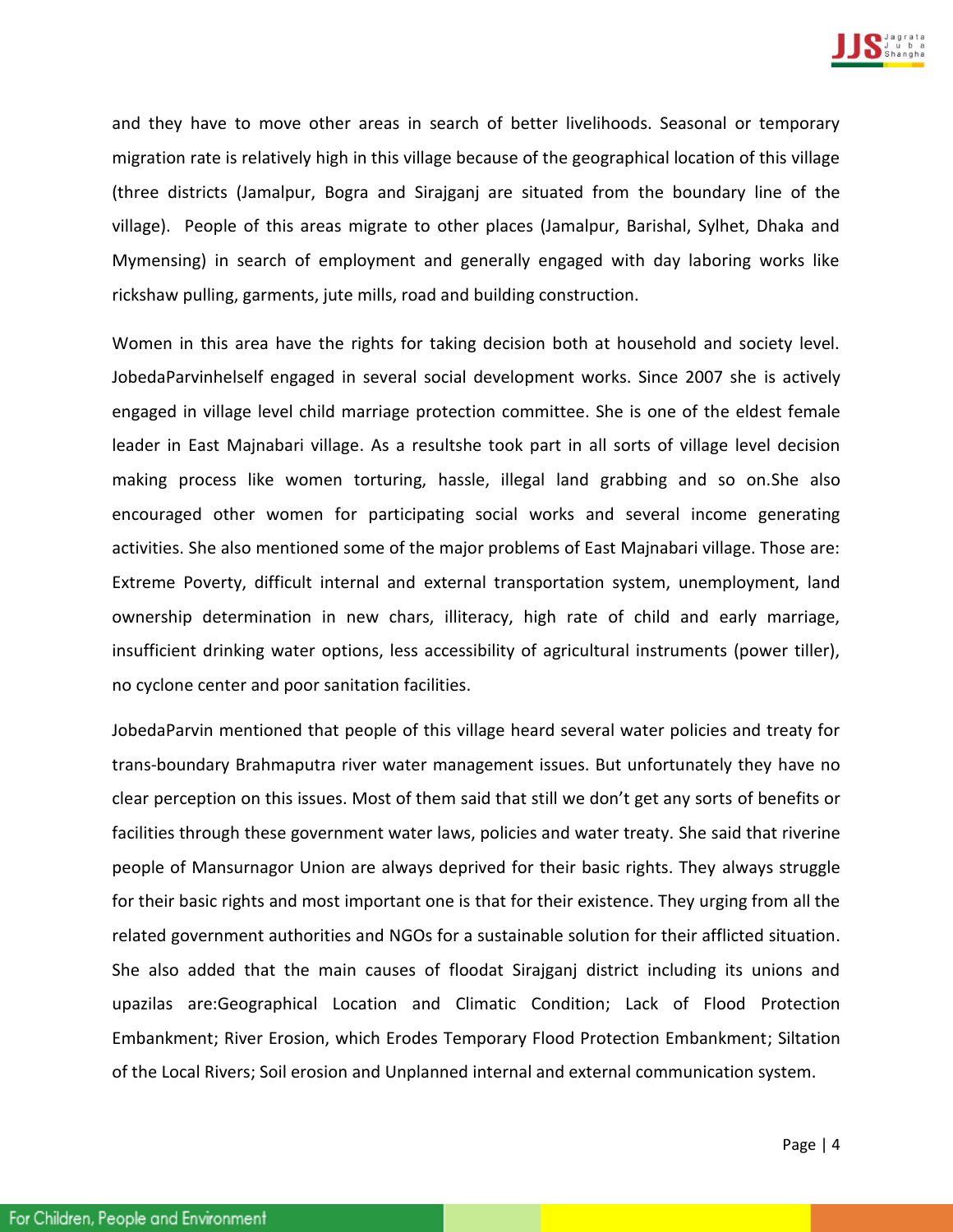and they have to move other areas in search of better livelihoods. Seasonal or temporary migration rate is relatively high in this village because of the geographical location of this village (three districts (Jamalpur, Bogra and Sirajganj are situated from the boundary line of the village). People of this areas migrate to other places (Jamalpur, Barishal, Sylhet, Dhaka and Mymensing) in search of employment and generally engaged with day laboring works like rickshaw pulling, garments, jute mills, road and building construction.

Women in this area have the rights for taking decision both at household and society level. JobedaParvinhelself engaged in several social development works. Since 2007 she is actively engaged in village level child marriage protection committee. She is one of the eldest female leader in East Majnabari village. As a resultshe took part in all sorts of village level decision making process like women torturing, hassle, illegal land grabbing and so on.She also encouraged other women for participating social works and several income generating activities. She also mentioned some of the major problems of East Majnabari village. Those are: Extreme Poverty, difficult internal and external transportation system, unemployment, land ownership determination in new chars, illiteracy, high rate of child and early marriage, insufficient drinking water options, less accessibility of agricultural instruments (power tiller), no cyclone center and poor sanitation facilities.

JobedaParvin mentioned that people of this village heard several water policies and treaty for trans-boundary Brahmaputra river water management issues. But unfortunately they have no clear perception on this issues. Most of them said that still we don't get any sorts of benefits or facilities through these government water laws, policies and water treaty. She said that riverine people of Mansurnagor Union are always deprived for their basic rights. They always struggle for their basic rights and most important one is that for their existence. They urging from all the related government authorities and NGOs for a sustainable solution for their afflicted situation. She also added that the main causes of floodat Sirajganj district including its unions and upazilas are:Geographical Location and Climatic Condition; Lack of Flood Protection Embankment; River Erosion, which Erodes Temporary Flood Protection Embankment; Siltation of the Local Rivers; Soil erosion and Unplanned internal and external communication system.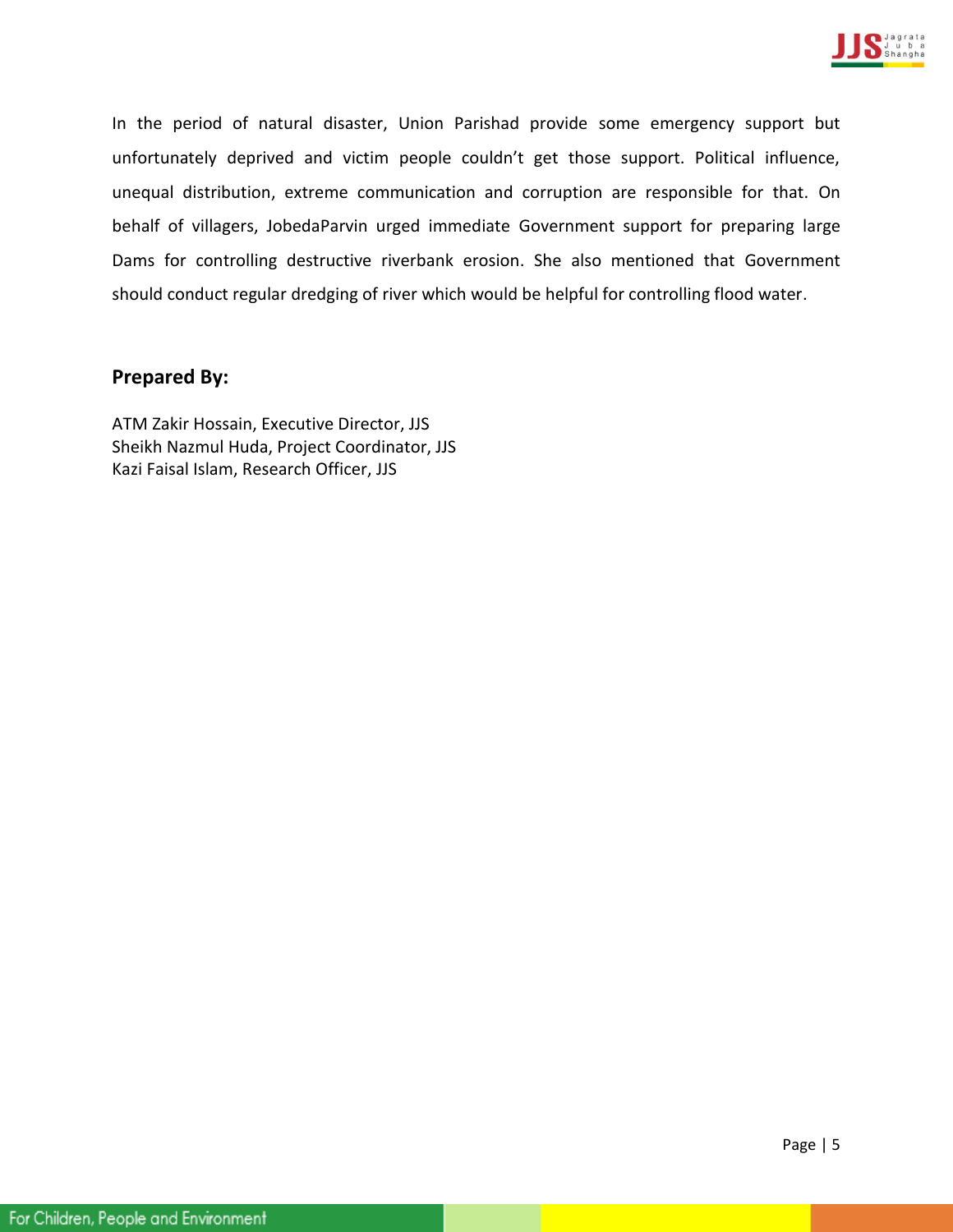In the period of natural disaster, Union Parishad provide some emergency support but unfortunately deprived and victim people couldn't get those support. Political influence, unequal distribution, extreme communication and corruption are responsible for that. On behalf of villagers, JobedaParvin urged immediate Government support for preparing large Dams for controlling destructive riverbank erosion. She also mentioned that Government should conduct regular dredging of river which would be helpful for controlling flood water.

## Prepared By:

ATM Zakir Hossain, Executive Director, JJS
Sheikh Nazmul Huda, Project Coordinator, JJS
Kazi Faisal Islam, Research Officer, JJS